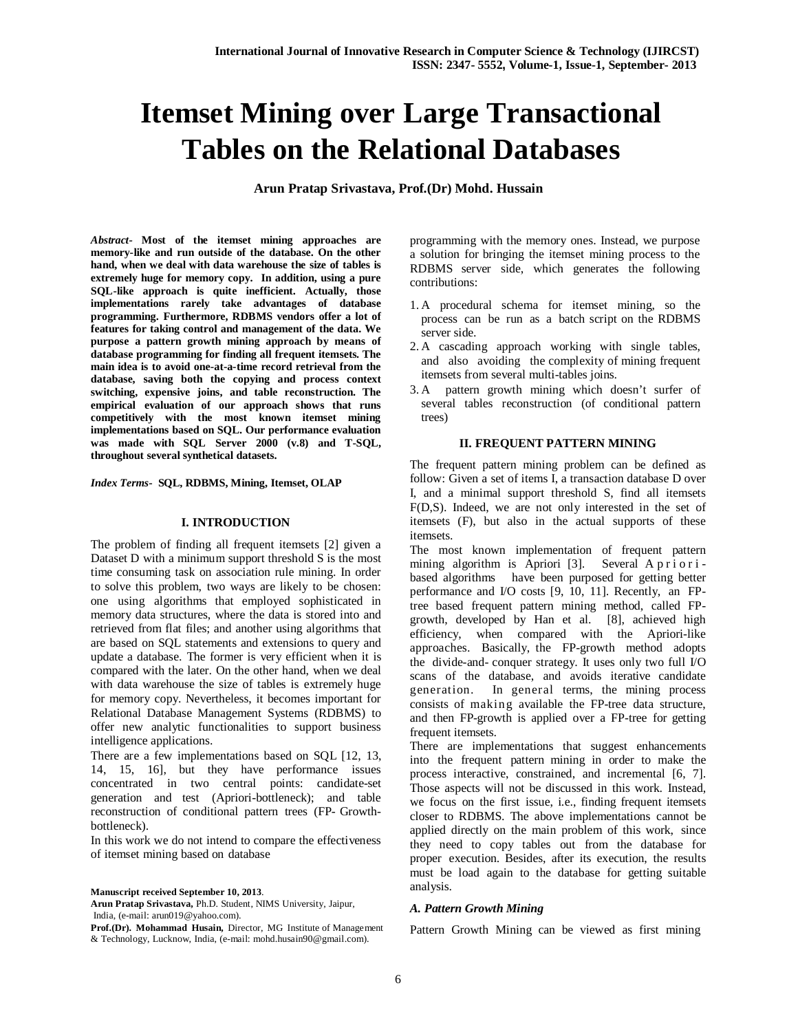# Itemset Mining over Large Transactional Tables on the Relational Databases

**Arun Pratap Srivastava, Prof.(Dr) Mohd. Hussain**

***Abstract-*** **Most of the itemset mining approaches are memory-like and run outside of the database. On the other hand, when we deal with data warehouse the size of tables is extremely huge for memory copy. In addition, using a pure SQL-like approach is quite inefficient. Actually, those implementations rarely take advantages of database programming. Furthermore, RDBMS vendors offer a lot of features for taking control and management of the data. We purpose a pattern growth mining approach by means of database programming for finding all frequent itemsets. The main idea is to avoid one-at-a-time record retrieval from the database, saving both the copying and process context switching, expensive joins, and table reconstruction. The empirical evaluation of our approach shows that runs competitively with the most known itemset mining implementations based on SQL. Our performance evaluation was made with SQL Server 2000 (v.8) and T-SQL, throughout several synthetical datasets.**

***Index Terms-*** **SQL, RDBMS, Mining, Itemset, OLAP**

## I. INTRODUCTION

The problem of finding all frequent itemsets [2] given a Dataset D with a minimum support threshold S is the most time consuming task on association rule mining. In order to solve this problem, two ways are likely to be chosen: one using algorithms that employed sophisticated in memory data structures, where the data is stored into and retrieved from flat files; and another using algorithms that are based on SQL statements and extensions to query and update a database. The former is very efficient when it is compared with the later. On the other hand, when we deal with data warehouse the size of tables is extremely huge for memory copy. Nevertheless, it becomes important for Relational Database Management Systems (RDBMS) to offer new analytic functionalities to support business intelligence applications.

There are a few implementations based on SQL [12, 13, 14, 15, 16], but they have performance issues concentrated in two central points: candidate-set generation and test (Apriori-bottleneck); and table reconstruction of conditional pattern trees (FP- Growth-bottleneck).

In this work we do not intend to compare the effectiveness of itemset mining based on database programming with the memory ones. Instead, we purpose a solution for bringing the itemset mining process to the RDBMS server side, which generates the following contributions:

1. A procedural schema for itemset mining, so the process can be run as a batch script on the RDBMS server side.
2. A cascading approach working with single tables, and also avoiding the complexity of mining frequent itemsets from several multi-tables joins.
3. A pattern growth mining which doesn't surfer of several tables reconstruction (of conditional pattern trees)

**Manuscript received September 10, 2013**.

**Arun Pratap Srivastava,** Ph.D. Student, NIMS University, Jaipur, India, (e-mail: arun019@yahoo.com).

**Prof.(Dr). Mohammad Husain,** Director, MG Institute of Management & Technology, Lucknow, India, (e-mail: mohd.husain90@gmail.com).

## II. FREQUENT PATTERN MINING

The frequent pattern mining problem can be defined as follow: Given a set of items I, a transaction database D over I, and a minimal support threshold S, find all itemsets F(D,S). Indeed, we are not only interested in the set of itemsets (F), but also in the actual supports of these itemsets.

The most known implementation of frequent pattern mining algorithm is Apriori [3]. Several Apriori-based algorithms have been purposed for getting better performance and I/O costs [9, 10, 11]. Recently, an FP-tree based frequent pattern mining method, called FP-growth, developed by Han et al. [8], achieved high efficiency, when compared with the Apriori-like approaches. Basically, the FP-growth method adopts the divide-and- conquer strategy. It uses only two full I/O scans of the database, and avoids iterative candidate generation. In general terms, the mining process consists of making available the FP-tree data structure, and then FP-growth is applied over a FP-tree for getting frequent itemsets.

There are implementations that suggest enhancements into the frequent pattern mining in order to make the process interactive, constrained, and incremental [6, 7]. Those aspects will not be discussed in this work. Instead, we focus on the first issue, i.e., finding frequent itemsets closer to RDBMS. The above implementations cannot be applied directly on the main problem of this work, since they need to copy tables out from the database for proper execution. Besides, after its execution, the results must be load again to the database for getting suitable analysis.

### *A. Pattern Growth Mining*

Pattern Growth Mining can be viewed as first mining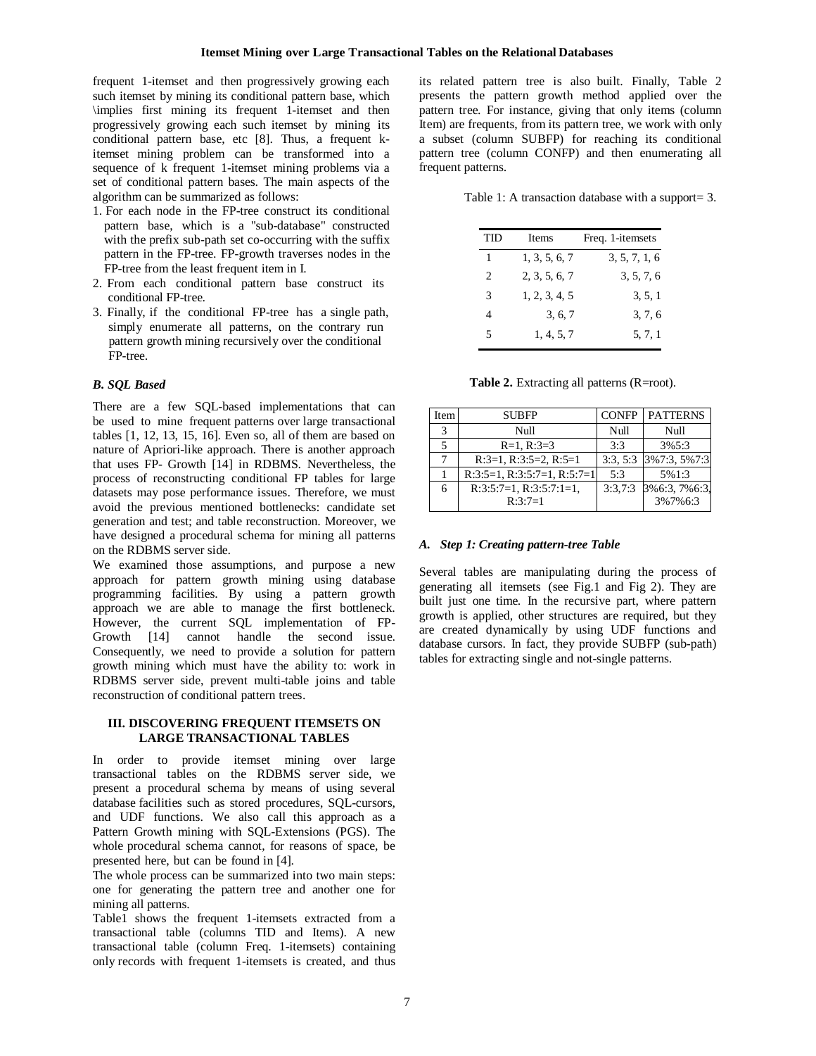frequent 1-itemset and then progressively growing each such itemset by mining its conditional pattern base, which \implies first mining its frequent 1-itemset and then progressively growing each such itemset by mining its conditional pattern base, etc [8]. Thus, a frequent k-itemset mining problem can be transformed into a sequence of k frequent 1-itemset mining problems via a set of conditional pattern bases. The main aspects of the algorithm can be summarized as follows:

1. For each node in the FP-tree construct its conditional pattern base, which is a "sub-database" constructed with the prefix sub-path set co-occurring with the suffix pattern in the FP-tree. FP-growth traverses nodes in the FP-tree from the least frequent item in I.
2. From each conditional pattern base construct its conditional FP-tree.
3. Finally, if the conditional FP-tree has a single path, simply enumerate all patterns, on the contrary run pattern growth mining recursively over the conditional FP-tree.

### *B. SQL Based*

There are a few SQL-based implementations that can be used to mine frequent patterns over large transactional tables [1, 12, 13, 15, 16]. Even so, all of them are based on nature of Apriori-like approach. There is another approach that uses FP- Growth [14] in RDBMS. Nevertheless, the process of reconstructing conditional FP tables for large datasets may pose performance issues. Therefore, we must avoid the previous mentioned bottlenecks: candidate set generation and test; and table reconstruction. Moreover, we have designed a procedural schema for mining all patterns on the RDBMS server side.

We examined those assumptions, and purpose a new approach for pattern growth mining using database programming facilities. By using a pattern growth approach we are able to manage the first bottleneck. However, the current SQL implementation of FP-Growth [14] cannot handle the second issue. Consequently, we need to provide a solution for pattern growth mining which must have the ability to: work in RDBMS server side, prevent multi-table joins and table reconstruction of conditional pattern trees.

## III. DISCOVERING FREQUENT ITEMSETS ON LARGE TRANSACTIONAL TABLES

In order to provide itemset mining over large transactional tables on the RDBMS server side, we present a procedural schema by means of using several database facilities such as stored procedures, SQL-cursors, and UDF functions. We also call this approach as a Pattern Growth mining with SQL-Extensions (PGS). The whole procedural schema cannot, for reasons of space, be presented here, but can be found in [4].

The whole process can be summarized into two main steps: one for generating the pattern tree and another one for mining all patterns.

Table1 shows the frequent 1-itemsets extracted from a transactional table (columns TID and Items). A new transactional table (column Freq. 1-itemsets) containing only records with frequent 1-itemsets is created, and thus its related pattern tree is also built. Finally, Table 2 presents the pattern growth method applied over the pattern tree. For instance, giving that only items (column Item) are frequents, from its pattern tree, we work with only a subset (column SUBFP) for reaching its conditional pattern tree (column CONFP) and then enumerating all frequent patterns.

Table 1: A transaction database with a support= 3.

| TID | Items | Freq. 1-itemsets |
|---|---|---|
| 1 | 1, 3, 5, 6, 7 | 3, 5, 7, 1, 6 |
| 2 | 2, 3, 5, 6, 7 | 3, 5, 7, 6 |
| 3 | 1, 2, 3, 4, 5 | 3, 5, 1 |
| 4 | 3, 6, 7 | 3, 7, 6 |
| 5 | 1, 4, 5, 7 | 5, 7, 1 |

**Table 2.** Extracting all patterns (R=root).

| Item | SUBFP | CONFP | PATTERNS |
|---|---|---|---|
| 3 | Null | Null | Null |
| 5 | R=1, R:3=3 | 3:3 | 3%5:3 |
| 7 | R:3=1, R:3:5=2, R:5=1 | 3:3, 5:3 | 3%7:3, 5%7:3 |
| 1 | R:3:5=1, R:3:5:7=1, R:5:7=1 | 5:3 | 5%1:3 |
| 6 | R:3:5:7=1, R:3:5:7:1=1, R:3:7=1 | 3:3,7:3 | 3%6:3, 7%6:3, 3%7%6:3 |

### *A. Step 1: Creating pattern-tree Table*

Several tables are manipulating during the process of generating all itemsets (see Fig.1 and Fig 2). They are built just one time. In the recursive part, where pattern growth is applied, other structures are required, but they are created dynamically by using UDF functions and database cursors. In fact, they provide SUBFP (sub-path) tables for extracting single and not-single patterns.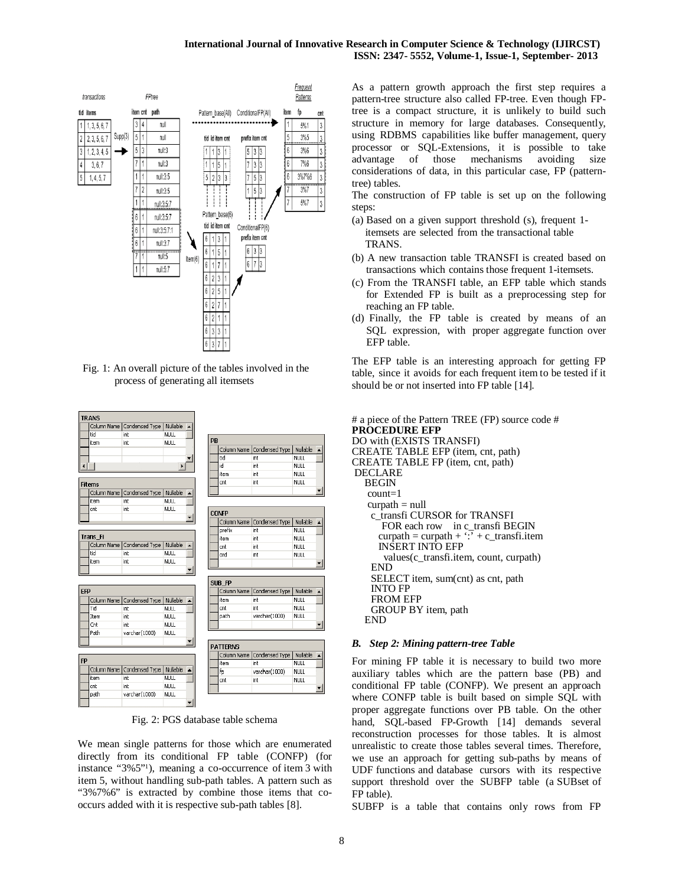tranasctions

| tid | items |
|---|---|
| 1 | 1, 3, 5, 6, 7 |
| 2 | 2, 3, 5, 6, 7 |
| 3 | 1, 2, 3, 4, 5 |
| 4 | 3, 6, 7 |
| 5 | 1, 4, 5, 7 |

Supp(3)

FPtree

| item | cnt | path |
|---|---|---|
| 3 | 4 | null |
| 5 | 1 | null |
| 5 | 3 | null:3 |
| 7 | 1 | null:3 |
| 1 | 1 | null:3:5 |
| 7 | 2 | null:3:5 |
| 1 | 1 | null:3:5:7 |
| 6 | 1 | null:3:5:7 |
| 6 | 1 | null:3:5:7:1 |
| 6 | 1 | null:3:7 |
| 7 | 1 | null:5 |
| 1 | 1 | null:5:7 |

Pattern_base(All) Conditional FP(All)

| tid | id | item | cnt |
|---|---|---|---|
| 1 | 1 | 3 | 1 |
| 1 | 1 | 5 | 1 |
| 5 | 2 | 3 | 3 |

| prefix | item | cnt |
|---|---|---|
| 5 | 3 | 3 |
| 7 | 3 | 3 |
| 7 | 5 | 3 |
| 1 | 5 | 3 |

Pattern_base(6)

Item(6)

| tid | id | item | cnt |
|---|---|---|---|
| 6 | 1 | 3 | 1 |
| 6 | 1 | 5 | 1 |
| 6 | 1 | 7 | 1 |
| 6 | 2 | 3 | 1 |
| 6 | 2 | 5 | 1 |
| 6 | 2 | 7 | 1 |
| 6 | 2 | 1 | 1 |
| 6 | 3 | 3 | 1 |
| 6 | 3 | 7 | 1 |

ConditionalFP(6)

| prefix | item | cnt |
|---|---|---|
| 6 | 3 | 3 |
| 6 | 7 | 3 |

Frequent Patterns

| item | fp | cnt |
|---|---|---|
| 1 | 5%1 | 3 |
| 5 | 3%5 | 3 |
| 6 | 3%6 | 3 |
| 6 | 7%6 | 3 |
| 6 | 3%7%6 | 3 |
| 7 | 3%7 | 3 |
| 7 | 5%7 | 3 |

Fig. 1: An overall picture of the tables involved in the process of generating all itemsets

**TRANS**

| Column Name | Condensed Type | Nullable |
|---|---|---|
| tid | int | NULL |
| item | int | NULL |

**FItems**

| Column Name | Condensed Type | Nullable |
|---|---|---|
| item | int | NULL |
| cnt | int | NULL |

**Trans_FI**

| Column Name | Condensed Type | Nullable |
|---|---|---|
| tid | int | NULL |
| item | int | NULL |

**EFP**

| Column Name | Condensed Type | Nullable |
|---|---|---|
| Tid | int | NULL |
| Item | int | NULL |
| Cnt | int | NULL |
| Path | varchar(1000) | NULL |

**FP**

| Column Name | Condensed Type | Nullable |
|---|---|---|
| item | int | NULL |
| cnt | int | NULL |
| path | varchar(1000) | NULL |

**PB**

| Column Name | Condensed Type | Nullable |
|---|---|---|
| tid | int | NULL |
| id | int | NULL |
| item | int | NULL |
| cnt | int | NULL |

**CONFP**

| Column Name | Condensed Type | Nullable |
|---|---|---|
| prefix | int | NULL |
| item | int | NULL |
| cnt | int | NULL |
| ord | int | NULL |

**SUB_FP**

| Column Name | Condensed Type | Nullable |
|---|---|---|
| item | int | NULL |
| cnt | int | NULL |
| path | varchar(1000) | NULL |

**PATTERNS**

| Column Name | Condensed Type | Nullable |
|---|---|---|
| item | int | NULL |
| fp | varchar(1000) | NULL |
| cnt | int | NULL |

Fig. 2: PGS database table schema

We mean single patterns for those which are enumerated directly from its conditional FP table (CONFP) (for instance "3%5"[1]), meaning a co-occurrence of item 3 with item 5, without handling sub-path tables. A pattern such as "3%7%6" is extracted by combine those items that co-occurs added with it is respective sub-path tables [8].

As a pattern growth approach the first step requires a pattern-tree structure also called FP-tree. Even though FP-tree is a compact structure, it is unlikely to build such structure in memory for large databases. Consequently, using RDBMS capabilities like buffer management, query processor or SQL-Extensions, it is possible to take advantage of those mechanisms avoiding size considerations of data, in this particular case, FP (pattern-tree) tables.

The construction of FP table is set up on the following steps:

(a) Based on a given support threshold (s), frequent 1-itemsets are selected from the transactional table TRANS.
(b) A new transaction table TRANSFI is created based on transactions which contains those frequent 1-itemsets.
(c) From the TRANSFI table, an EFP table which stands for Extended FP is built as a preprocessing step for reaching an FP table.
(d) Finally, the FP table is created by means of an SQL expression, with proper aggregate function over EFP table.

The EFP table is an interesting approach for getting FP table, since it avoids for each frequent item to be tested if it should be or not inserted into FP table [14].

```
# a piece of the Pattern TREE (FP) source code #
PROCEDURE EFP
DO with (EXISTS TRANSFI)
CREATE TABLE EFP (item, cnt, path)
CREATE TABLE FP (item, cnt, path)
 DECLARE
   BEGIN
    count=1
    curpath = null
     c_transfi CURSOR for TRANSFI
       FOR each row    in c_transfi BEGIN
      curpath = curpath + ':' + c_transfi.item
       INSERT INTO EFP
        values(c_transfi.item, count, curpath)
     END
     SELECT item, sum(cnt) as cnt, path
     INTO FP
     FROM EFP
     GROUP BY item, path
   END
```

### *B. Step 2: Mining pattern-tree Table*

For mining FP table it is necessary to build two more auxiliary tables which are the pattern base (PB) and conditional FP table (CONFP). We present an approach where CONFP table is built based on simple SQL with proper aggregate functions over PB table. On the other hand, SQL-based FP-Growth [14] demands several reconstruction processes for those tables. It is almost unrealistic to create those tables several times. Therefore, we use an approach for getting sub-paths by means of UDF functions and database cursors with its respective support threshold over the SUBFP table (a SUBset of FP table).

SUBFP is a table that contains only rows from FP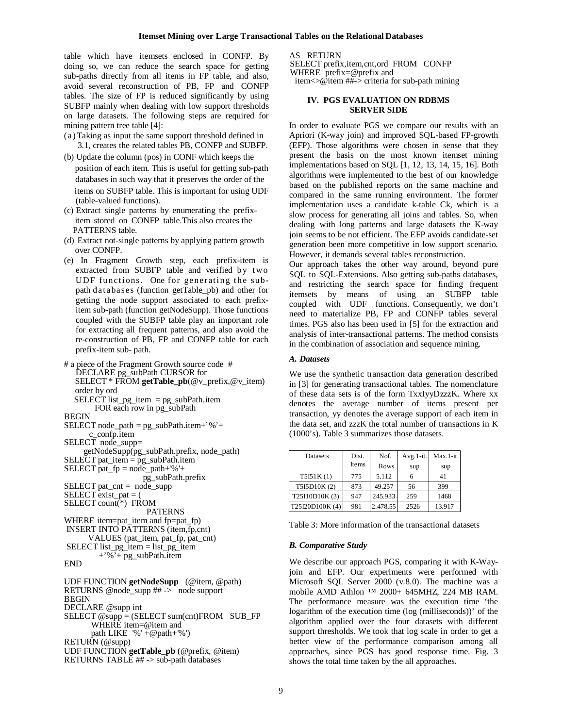table which have itemsets enclosed in CONFP. By doing so, we can reduce the search space for getting sub-paths directly from all items in FP table, and also, avoid several reconstruction of PB, FP and CONFP tables. The size of FP is reduced significantly by using SUBFP mainly when dealing with low support thresholds on large datasets. The following steps are required for mining pattern tree table [4]:

(a) Taking as input the same support threshold defined in 3.1, creates the related tables PB, CONFP and SUBFP.

(b) Update the column (pos) in CONF which keeps the position of each item. This is useful for getting sub-path databases in such way that it preserves the order of the items on SUBFP table. This is important for using UDF (table-valued functions).

(c) Extract single patterns by enumerating the prefix-item stored on CONFP table.This also creates the PATTERNS table.

(d) Extract not-single patterns by applying pattern growth over CONFP.

(e) In Fragment Growth step, each prefix-item is extracted from SUBFP table and verified by two UDF functions. One for generating the sub-path databases (function getTable_pb) and other for getting the node support associated to each prefix-item sub-path (function getNodeSupp). Those functions coupled with the SUBFP table play an important role for extracting all frequent patterns, and also avoid the re-construction of PB, FP and CONFP table for each prefix-item sub- path.

```
# a piece of the Fragment Growth source code #
    DECLARE pg_subPath CURSOR for
    SELECT * FROM getTable_pb(@v_prefix,@v_item)
    order by ord
   SELECT list_pg_item  = pg_subPath.item
        FOR each row in pg_subPath
BEGIN
SELECT node_path = pg_subPath.item+'%'+
        c_confp.item
SELECT  node_supp=
      getNodeSupp(pg_subPath.prefix, node_path)
SELECT pat_item = pg_subPath.item
SELECT pat_fp = node_path+'%'+
                        pg_subPath.prefix
SELECT pat_cnt =  node_supp
SELECT exist_pat = (
SELECT count(*)  FROM
                        PATERNS
WHERE item=pat_item and fp=pat_fp)
 INSERT INTO PATTERNS (item,fp,cnt)
       VALUES (pat_item, pat_fp, pat_cnt)
 SELECT list_pg_item = list_pg_item
           +'%'+ pg_subPath.item
END

UDF FUNCTION getNodeSupp   (@item, @path)
RETURNS @node_supp ## ->   node support
BEGIN
DECLARE @supp int
SELECT @supp = (SELECT sum(cnt)FROM   SUB_FP
        WHERE item=@item and
        path LIKE  '%' +@path+'%')
RETURN (@supp)
UDF FUNCTION getTable_pb (@prefix, @item)
RETURNS TABLE ## -> sub-path databases
AS  RETURN
 SELECT prefix,item,cnt,ord  FROM   CONFP
 WHERE  prefix=@prefix and
   item<>@item ##-> criteria for sub-path mining
```

## IV. PGS EVALUATION ON RDBMS SERVER SIDE

In order to evaluate PGS we compare our results with an Apriori (K-way join) and improved SQL-based FP-growth (EFP). Those algorithms were chosen in sense that they present the basis on the most known itemset mining implementations based on SQL [1, 12, 13, 14, 15, 16]. Both algorithms were implemented to the best of our knowledge based on the published reports on the same machine and compared in the same running environment. The former implementation uses a candidate k-table Ck, which is a slow process for generating all joins and tables. So, when dealing with long patterns and large datasets the K-way join seems to be not efficient. The EFP avoids candidate-set generation been more competitive in low support scenario. However, it demands several tables reconstruction.

Our approach takes the other way around, beyond pure SQL to SQL-Extensions. Also getting sub-paths databases, and restricting the search space for finding frequent itemsets by means of using an SUBFP table coupled with UDF functions. Consequently, we don't need to materialize PB, FP and CONFP tables several times. PGS also has been used in [5] for the extraction and analysis of inter-transactional patterns. The method consists in the combination of association and sequence mining.

### *A. Datasets*

We use the synthetic transaction data generation described in [3] for generating transactional tables. The nomenclature of these data sets is of the form TxxIyyDzzzK. Where xx denotes the average number of items present per transaction, yy denotes the average support of each item in the data set, and zzzK the total number of transactions in K (1000's). Table 3 summarizes those datasets.

| Datasets | Dist. Items | Nof. Rows | Avg.1-it. sup | Max.1-it. sup |
|---|---|---|---|---|
| T5I51K (1) | 775 | 5.112 | 6 | 41 |
| T5I5D10K (2) | 873 | 49.257 | 56 | 399 |
| T25I10D10K (3) | 947 | 245.933 | 259 | 1468 |
| T25I20D100K (4) | 981 | 2.478,55 | 2526 | 13.917 |

Table 3: More information of the transactional datasets

### *B. Comparative Study*

We describe our approach PGS, comparing it with K-Way-join and EFP. Our experiments were performed with Microsoft SQL Server 2000 (v.8.0). The machine was a mobile AMD Athlon ™ 2000+ 645MHZ, 224 MB RAM. The performance measure was the execution time 'the logarithm of the execution time (log (milliseconds))' of the algorithm applied over the four datasets with different support thresholds. We took that log scale in order to get a better view of the performance comparison among all approaches, since PGS has good response time. Fig. 3 shows the total time taken by the all approaches.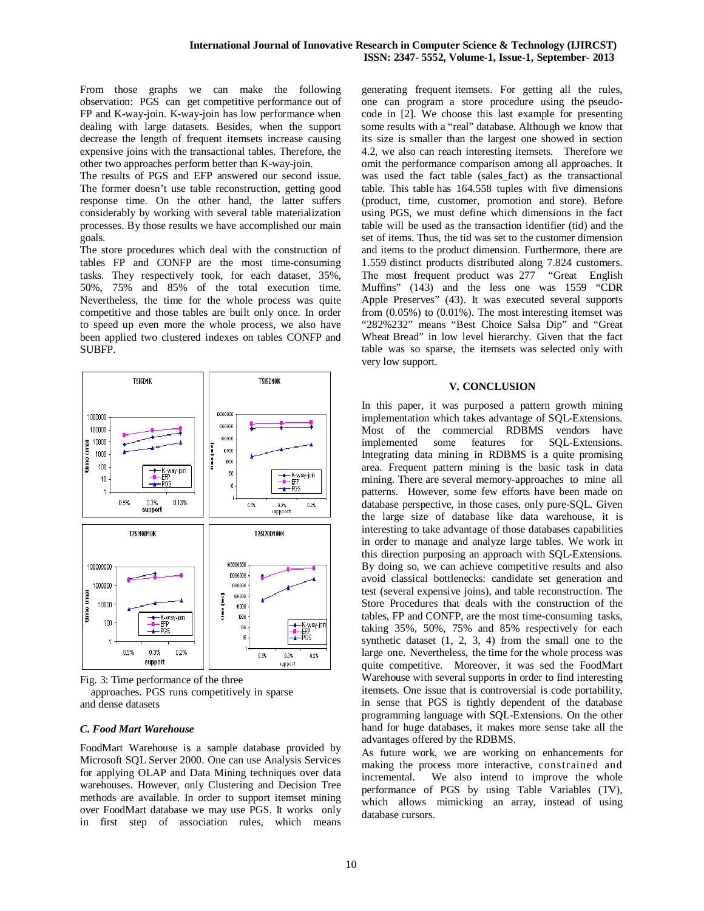From those graphs we can make the following observation: PGS can get competitive performance out of FP and K-way-join. K-way-join has low performance when dealing with large datasets. Besides, when the support decrease the length of frequent itemsets increase causing expensive joins with the transactional tables. Therefore, the other two approaches perform better than K-way-join.

The results of PGS and EFP answered our second issue. The former doesn't use table reconstruction, getting good response time. On the other hand, the latter suffers considerably by working with several table materialization processes. By those results we have accomplished our main goals.

The store procedures which deal with the construction of tables FP and CONFP are the most time-consuming tasks. They respectively took, for each dataset, 35%, 50%, 75% and 85% of the total execution time. Nevertheless, the time for the whole process was quite competitive and those tables are built only once. In order to speed up even more the whole process, we also have been applied two clustered indexes on tables CONFP and SUBFP.

T5I5D1K
time (ms)
1000000
100000
10000
1000
100
10
1
0.5%
0.3%
0.13%
support
K-way-join
EFP
PGS

T5I5D10K
time (ms)
10000000
1000000
100000
10000
1000
100
10
1
0.5%
0.3%
0.2%
support
K-way-join
EFP
PGS

T25I10D10K
time (ms)
100000000
1000000
10000
100
1
0.5%
0.3%
0.2%
support
K-way-join
EFP
PGS

T25I20D100K
time (ms)
100000000
10000000
1000000
100000
10000
1000
100
10
1
0.5%
0.3%
0.2%
support
K-way-join
EFP
PGS

Fig. 3: Time performance of the three approaches. PGS runs competitively in sparse and dense datasets

### *C. Food Mart Warehouse*

FoodMart Warehouse is a sample database provided by Microsoft SQL Server 2000. One can use Analysis Services for applying OLAP and Data Mining techniques over data warehouses. However, only Clustering and Decision Tree methods are available. In order to support itemset mining over FoodMart database we may use PGS. It works only in first step of association rules, which means generating frequent itemsets. For getting all the rules, one can program a store procedure using the pseudo-code in [2]. We choose this last example for presenting some results with a "real" database. Although we know that its size is smaller than the largest one showed in section 4.2, we also can reach interesting itemsets. Therefore we omit the performance comparison among all approaches. It was used the fact table (sales_fact) as the transactional table. This table has 164.558 tuples with five dimensions (product, time, customer, promotion and store). Before using PGS, we must define which dimensions in the fact table will be used as the transaction identifier (tid) and the set of items. Thus, the tid was set to the customer dimension and items to the product dimension. Furthermore, there are 1.559 distinct products distributed along 7.824 customers. The most frequent product was 277 "Great English Muffins" (143) and the less one was 1559 "CDR Apple Preserves" (43). It was executed several supports from (0.05%) to (0.01%). The most interesting itemset was "282%232" means "Best Choice Salsa Dip" and "Great Wheat Bread" in low level hierarchy. Given that the fact table was so sparse, the itemsets was selected only with very low support.

## V. CONCLUSION

In this paper, it was purposed a pattern growth mining implementation which takes advantage of SQL-Extensions. Most of the commercial RDBMS vendors have implemented some features for SQL-Extensions. Integrating data mining in RDBMS is a quite promising area. Frequent pattern mining is the basic task in data mining. There are several memory-approaches to mine all patterns. However, some few efforts have been made on database perspective, in those cases, only pure-SQL. Given the large size of database like data warehouse, it is interesting to take advantage of those databases capabilities in order to manage and analyze large tables. We work in this direction purposing an approach with SQL-Extensions. By doing so, we can achieve competitive results and also avoid classical bottlenecks: candidate set generation and test (several expensive joins), and table reconstruction. The Store Procedures that deals with the construction of the tables, FP and CONFP, are the most time-consuming tasks, taking 35%, 50%, 75% and 85% respectively for each synthetic dataset (1, 2, 3, 4) from the small one to the large one. Nevertheless, the time for the whole process was quite competitive. Moreover, it was sed the FoodMart Warehouse with several supports in order to find interesting itemsets. One issue that is controversial is code portability, in sense that PGS is tightly dependent of the database programming language with SQL-Extensions. On the other hand for huge databases, it makes more sense take all the advantages offered by the RDBMS.

As future work, we are working on enhancements for making the process more interactive, constrained and incremental. We also intend to improve the whole performance of PGS by using Table Variables (TV), which allows mimicking an array, instead of using database cursors.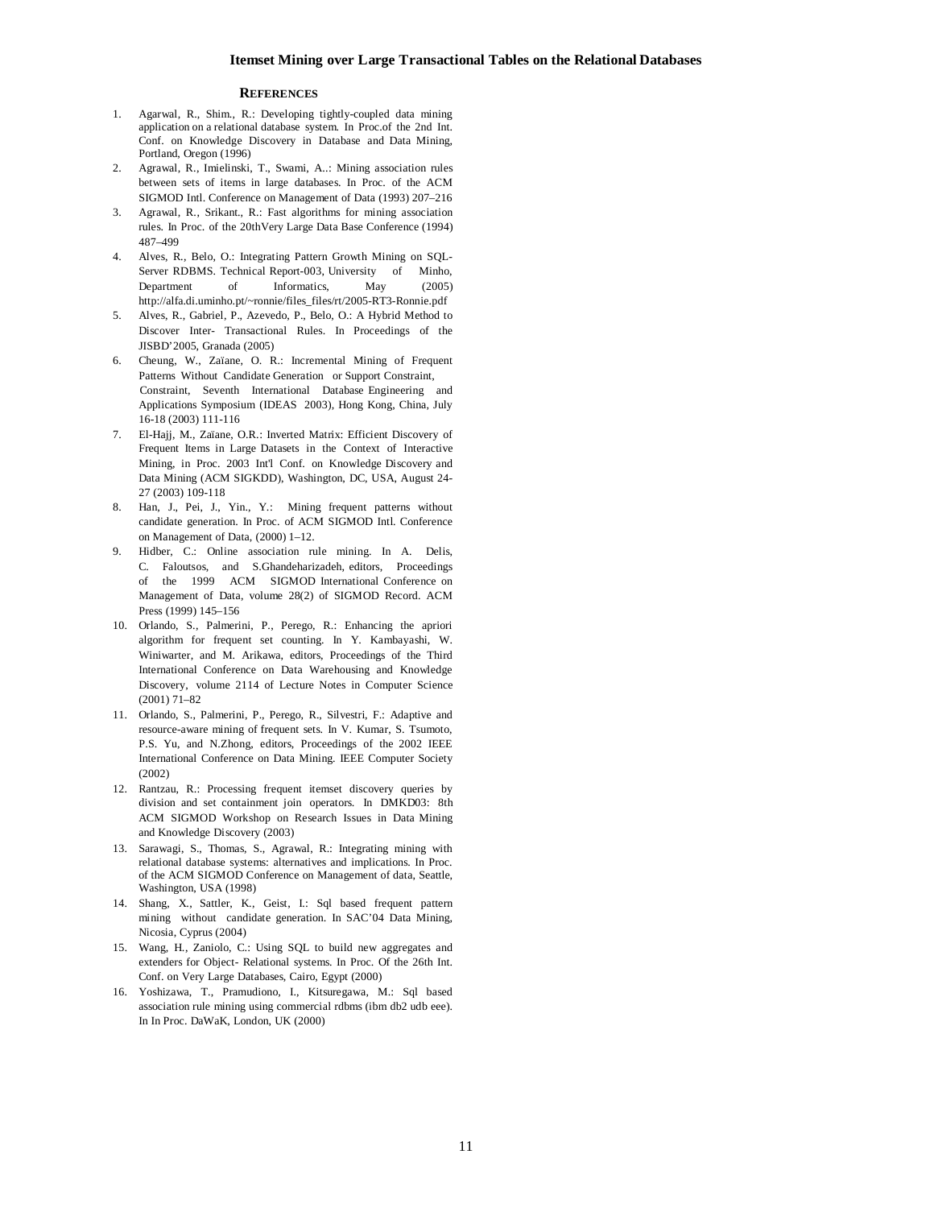## REFERENCES

1. Agarwal, R., Shim., R.: Developing tightly-coupled data mining application on a relational database system. In Proc.of the 2nd Int. Conf. on Knowledge Discovery in Database and Data Mining, Portland, Oregon (1996)
2. Agrawal, R., Imielinski, T., Swami, A..: Mining association rules between sets of items in large databases. In Proc. of the ACM SIGMOD Intl. Conference on Management of Data (1993) 207–216
3. Agrawal, R., Srikant., R.: Fast algorithms for mining association rules. In Proc. of the 20thVery Large Data Base Conference (1994) 487–499
4. Alves, R., Belo, O.: Integrating Pattern Growth Mining on SQL-Server RDBMS. Technical Report-003, University of Minho, Department of Informatics, May (2005) http://alfa.di.uminho.pt/~ronnie/files_files/rt/2005-RT3-Ronnie.pdf
5. Alves, R., Gabriel, P., Azevedo, P., Belo, O.: A Hybrid Method to Discover Inter- Transactional Rules. In Proceedings of the JISBD'2005, Granada (2005)
6. Cheung, W., Zaïane, O. R.: Incremental Mining of Frequent Patterns Without Candidate Generation or Support Constraint, Constraint, Seventh International Database Engineering and Applications Symposium (IDEAS 2003), Hong Kong, China, July 16-18 (2003) 111-116
7. El-Hajj, M., Zaïane, O.R.: Inverted Matrix: Efficient Discovery of Frequent Items in Large Datasets in the Context of Interactive Mining, in Proc. 2003 Int'l Conf. on Knowledge Discovery and Data Mining (ACM SIGKDD), Washington, DC, USA, August 24-27 (2003) 109-118
8. Han, J., Pei, J., Yin., Y.: Mining frequent patterns without candidate generation. In Proc. of ACM SIGMOD Intl. Conference on Management of Data, (2000) 1–12.
9. Hidber, C.: Online association rule mining. In A. Delis, C. Faloutsos, and S.Ghandeharizadeh, editors, Proceedings of the 1999 ACM SIGMOD International Conference on Management of Data, volume 28(2) of SIGMOD Record. ACM Press (1999) 145–156
10. Orlando, S., Palmerini, P., Perego, R.: Enhancing the apriori algorithm for frequent set counting. In Y. Kambayashi, W. Winiwarter, and M. Arikawa, editors, Proceedings of the Third International Conference on Data Warehousing and Knowledge Discovery, volume 2114 of Lecture Notes in Computer Science (2001) 71–82
11. Orlando, S., Palmerini, P., Perego, R., Silvestri, F.: Adaptive and resource-aware mining of frequent sets. In V. Kumar, S. Tsumoto, P.S. Yu, and N.Zhong, editors, Proceedings of the 2002 IEEE International Conference on Data Mining. IEEE Computer Society (2002)
12. Rantzau, R.: Processing frequent itemset discovery queries by division and set containment join operators. In DMKD03: 8th ACM SIGMOD Workshop on Research Issues in Data Mining and Knowledge Discovery (2003)
13. Sarawagi, S., Thomas, S., Agrawal, R.: Integrating mining with relational database systems: alternatives and implications. In Proc. of the ACM SIGMOD Conference on Management of data, Seattle, Washington, USA (1998)
14. Shang, X., Sattler, K., Geist, I.: Sql based frequent pattern mining without candidate generation. In SAC'04 Data Mining, Nicosia, Cyprus (2004)
15. Wang, H., Zaniolo, C.: Using SQL to build new aggregates and extenders for Object- Relational systems. In Proc. Of the 26th Int. Conf. on Very Large Databases, Cairo, Egypt (2000)
16. Yoshizawa, T., Pramudiono, I., Kitsuregawa, M.: Sql based association rule mining using commercial rdbms (ibm db2 udb eee). In In Proc. DaWaK, London, UK (2000)